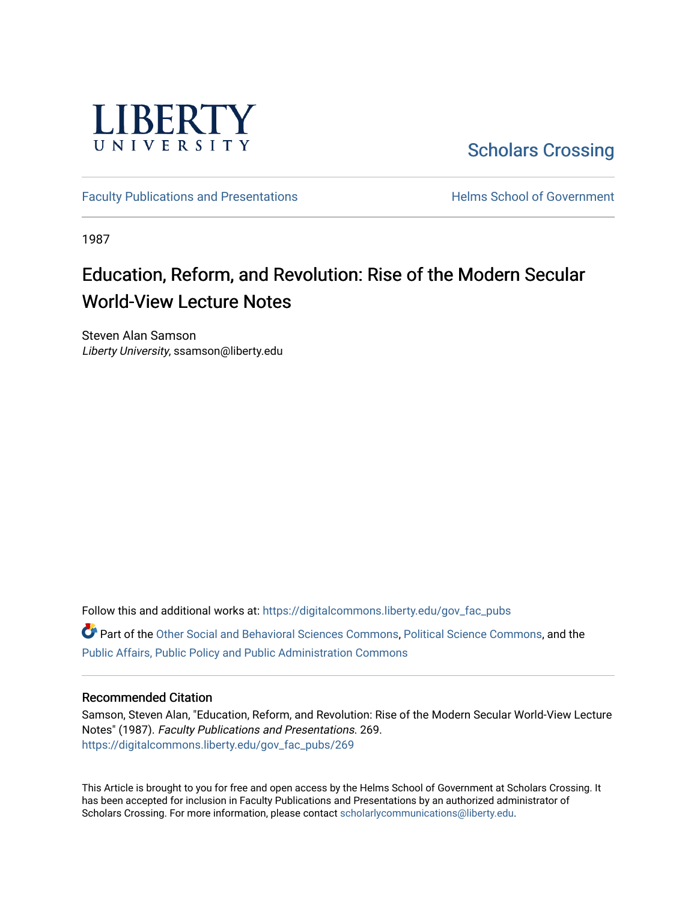LIBERTY UNIVERSITY

Scholars Crossing

Faculty Publications and Presentations

Helms School of Government

1987

# Education, Reform, and Revolution: Rise of the Modern Secular World-View Lecture Notes

Steven Alan Samson
*Liberty University*, ssamson@liberty.edu

Follow this and additional works at: https://digitalcommons.liberty.edu/gov_fac_pubs

Part of the Other Social and Behavioral Sciences Commons, Political Science Commons, and the Public Affairs, Public Policy and Public Administration Commons

## Recommended Citation

Samson, Steven Alan, "Education, Reform, and Revolution: Rise of the Modern Secular World-View Lecture Notes" (1987). *Faculty Publications and Presentations*. 269.
https://digitalcommons.liberty.edu/gov_fac_pubs/269

This Article is brought to you for free and open access by the Helms School of Government at Scholars Crossing. It has been accepted for inclusion in Faculty Publications and Presentations by an authorized administrator of Scholars Crossing. For more information, please contact scholarlycommunications@liberty.edu.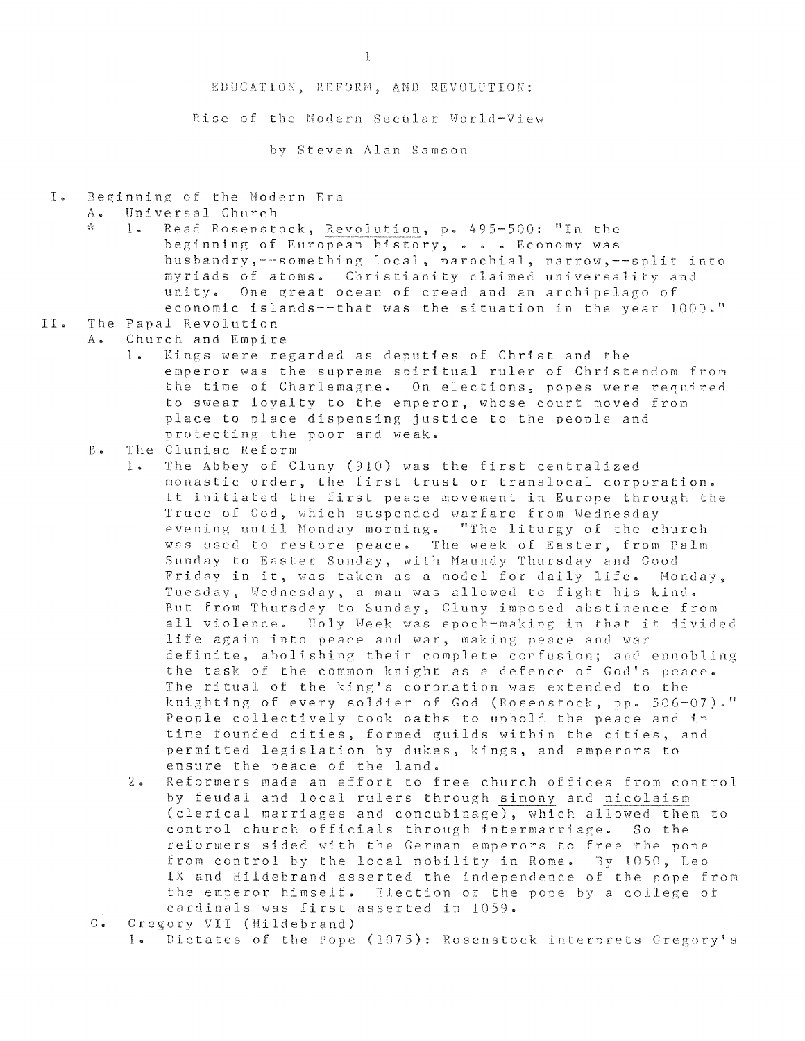# EDUCATION, REFORM, AND REVOLUTION:

## Rise of the Modern Secular World-View

by Steven Alan Samson

I. Beginning of the Modern Era
   - A. Universal Church
     - * 1. Read Rosenstock, Revolution, p. 495-500: "In the beginning of European history, . . . Economy was husbandry,--something local, parochial, narrow,--split into myriads of atoms. Christianity claimed universality and unity. One great ocean of creed and an archipelago of economic islands--that was the situation in the year 1000."

II. The Papal Revolution
   - A. Church and Empire
     - 1. Kings were regarded as deputies of Christ and the emperor was the supreme spiritual ruler of Christendom from the time of Charlemagne. On elections, popes were required to swear loyalty to the emperor, whose court moved from place to place dispensing justice to the people and protecting the poor and weak.
   - B. The Cluniac Reform
     - 1. The Abbey of Cluny (910) was the first centralized monastic order, the first trust or translocal corporation. It initiated the first peace movement in Europe through the Truce of God, which suspended warfare from Wednesday evening until Monday morning. "The liturgy of the church was used to restore peace. The week of Easter, from Palm Sunday to Easter Sunday, with Maundy Thursday and Good Friday in it, was taken as a model for daily life. Monday, Tuesday, Wednesday, a man was allowed to fight his kind. But from Thursday to Sunday, Cluny imposed abstinence from all violence. Holy Week was epoch-making in that it divided life again into peace and war, making peace and war definite, abolishing their complete confusion; and ennobling the task of the common knight as a defence of God's peace. The ritual of the king's coronation was extended to the knighting of every soldier of God (Rosenstock, pp. 506-07)." People collectively took oaths to uphold the peace and in time founded cities, formed guilds within the cities, and permitted legislation by dukes, kings, and emperors to ensure the peace of the land.
     - 2. Reformers made an effort to free church offices from control by feudal and local rulers through <u>simony</u> and <u>nicolaism</u> (clerical marriages and concubinage), which allowed them to control church officials through intermarriage. So the reformers sided with the German emperors to free the pope from control by the local nobility in Rome. By 1050, Leo IX and Hildebrand asserted the independence of the pope from the emperor himself. Election of the pope by a college of cardinals was first asserted in 1059.
   - C. Gregory VII (Hildebrand)
     - 1. Dictates of the Pope (1075): Rosenstock interprets Gregory's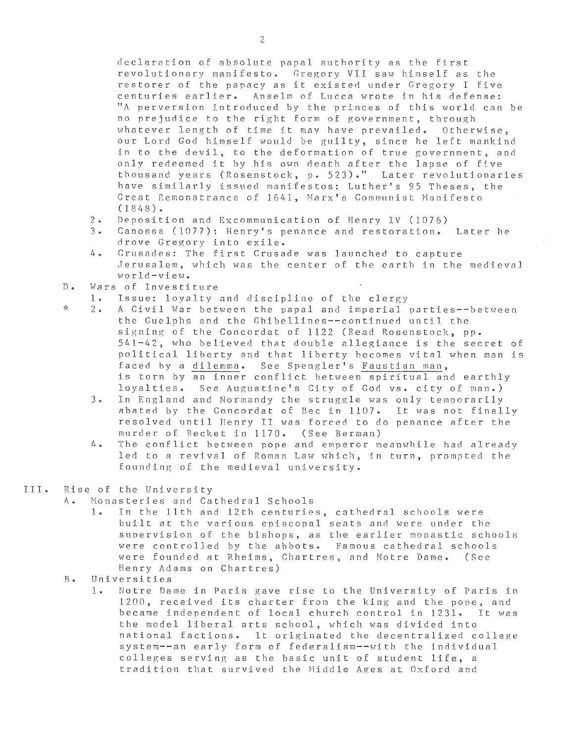declaration of absolute papal authority as the first revolutionary manifesto. Gregory VII saw himself as the restorer of the papacy as it existed under Gregory I five centuries earlier. Anselm of Lucca wrote in his defense: "A perversion introduced by the princes of this world can be no prejudice to the right form of government, through whatever length of time it may have prevailed. Otherwise, our Lord God himself would be guilty, since he left mankind in to the devil, to the deformation of true government, and only redeemed it by his own death after the lapse of five thousand years (Rosenstock, p. 523)." Later revolutionaries have similarly issued manifestos: Luther's 95 Theses, the Great Remonstrance of 1641, Marx's Communist Manifesto (1848).

2. Deposition and Excommunication of Henry IV (1076)
3. Canossa (1077): Henry's penance and restoration. Later he drove Gregory into exile.
4. Crusades: The first Crusade was launched to capture Jerusalem, which was the center of the earth in the medieval world-view.

D. Wars of Investiture

1. Issue: loyalty and discipline of the clergy
2. * A Civil War between the papal and imperial parties--between the Guelphs and the Ghibellines--continued until the signing of the Concordat of 1122 (Read Rosenstock, pp. 541-42, who believed that double allegiance is the secret of political liberty and that liberty becomes vital when man is faced by a <u>dilemma</u>. See Spengler's <u>Faustian man</u>, is torn by an inner conflict between spiritual and earthly loyalties. See Augustine's City of God vs. city of man.)
3. In England and Normandy the struggle was only temporarily abated by the Concordat of Bec in 1107. It was not finally resolved until Henry II was forced to do penance after the murder of Becket in 1170. (See Berman)
4. The conflict between pope and emperor meanwhile had already led to a revival of Roman Law which, in turn, prompted the founding of the medieval university.

III. Rise of the University

A. Monasteries and Cathedral Schools

1. In the 11th and 12th centuries, cathedral schools were built at the various episcopal seats and were under the supervision of the bishops, as the earlier monastic schools were controlled by the abbots. Famous cathedral schools were founded at Rheims, Chartres, and Notre Dame. (See Henry Adams on Chartres)

B. Universities

1. Notre Dame in Paris gave rise to the University of Paris in 1200, received its charter from the king and the pope, and became independent of local church control in 1231. It was the model liberal arts school, which was divided into national factions. It originated the decentralized college system--an early form of federalism--with the individual colleges serving as the basic unit of student life, a tradition that survived the Middle Ages at Oxford and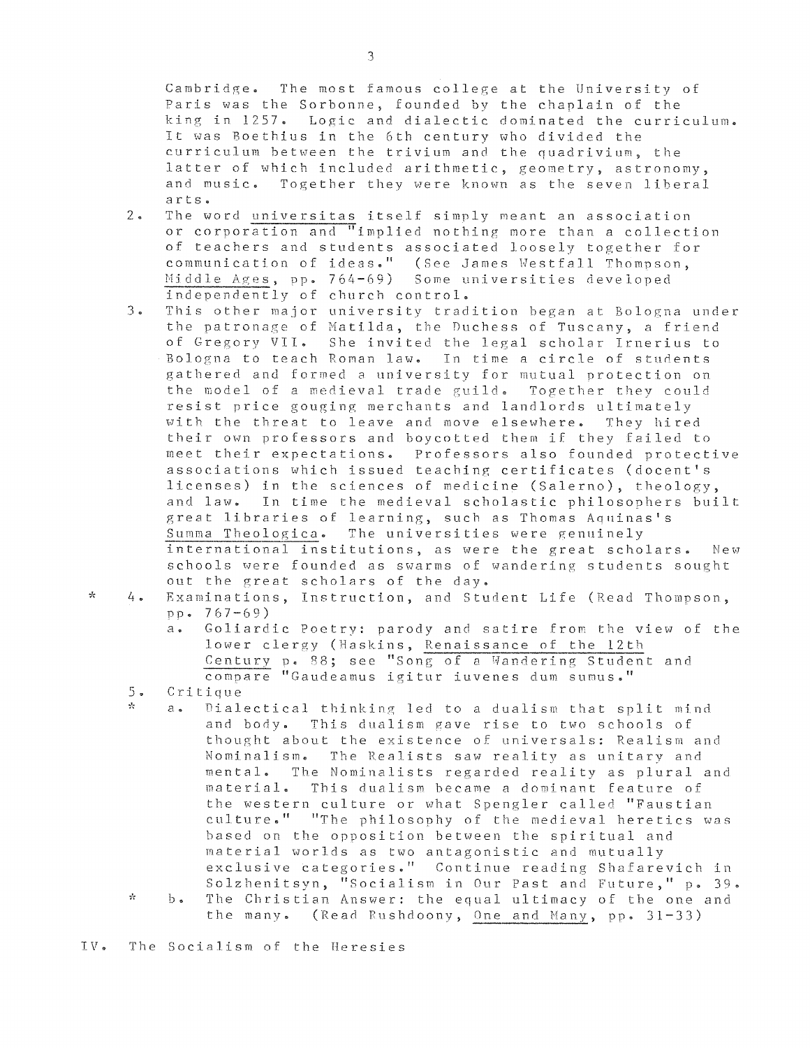Cambridge. The most famous college at the University of Paris was the Sorbonne, founded by the chaplain of the king in 1257. Logic and dialectic dominated the curriculum. It was Boethius in the 6th century who divided the curriculum between the trivium and the quadrivium, the latter of which included arithmetic, geometry, astronomy, and music. Together they were known as the seven liberal arts.

2. The word <u>universitas</u> itself simply meant an association or corporation and "implied nothing more than a collection of teachers and students associated loosely together for communication of ideas." (See James Westfall Thompson, <u>Middle Ages</u>, pp. 764-69) Some universities developed independently of church control.

3. This other major university tradition began at Bologna under the patronage of Matilda, the Duchess of Tuscany, a friend of Gregory VII. She invited the legal scholar Irnerius to Bologna to teach Roman law. In time a circle of students gathered and formed a university for mutual protection on the model of a medieval trade guild. Together they could resist price gouging merchants and landlords ultimately with the threat to leave and move elsewhere. They hired their own professors and boycotted them if they failed to meet their expectations. Professors also founded protective associations which issued teaching certificates (docent's licenses) in the sciences of medicine (Salerno), theology, and law. In time the medieval scholastic philosophers built great libraries of learning, such as Thomas Aquinas's <u>Summa Theologica</u>. The universities were genuinely international institutions, as were the great scholars. New schools were founded as swarms of wandering students sought out the great scholars of the day.

\* 4. Examinations, Instruction, and Student Life (Read Thompson, pp. 767-69)
   a. Goliardic Poetry: parody and satire from the view of the lower clergy (Haskins, <u>Renaissance of the 12th Century</u> p. 88; see "Song of a Wandering Student and compare "Gaudeamus igitur iuvenes dum sumus."

5. Critique
   \* a. Dialectical thinking led to a dualism that split mind and body. This dualism gave rise to two schools of thought about the existence of universals: Realism and Nominalism. The Realists saw reality as unitary and mental. The Nominalists regarded reality as plural and material. This dualism became a dominant feature of the western culture or what Spengler called "Faustian culture." "The philosophy of the medieval heretics was based on the opposition between the spiritual and material worlds as two antagonistic and mutually exclusive categories." Continue reading Shafarevich in Solzhenitsyn, "Socialism in Our Past and Future," p. 39.
   \* b. The Christian Answer: the equal ultimacy of the one and the many. (Read Rushdoony, <u>One and Many</u>, pp. 31-33)

IV. The Socialism of the Heresies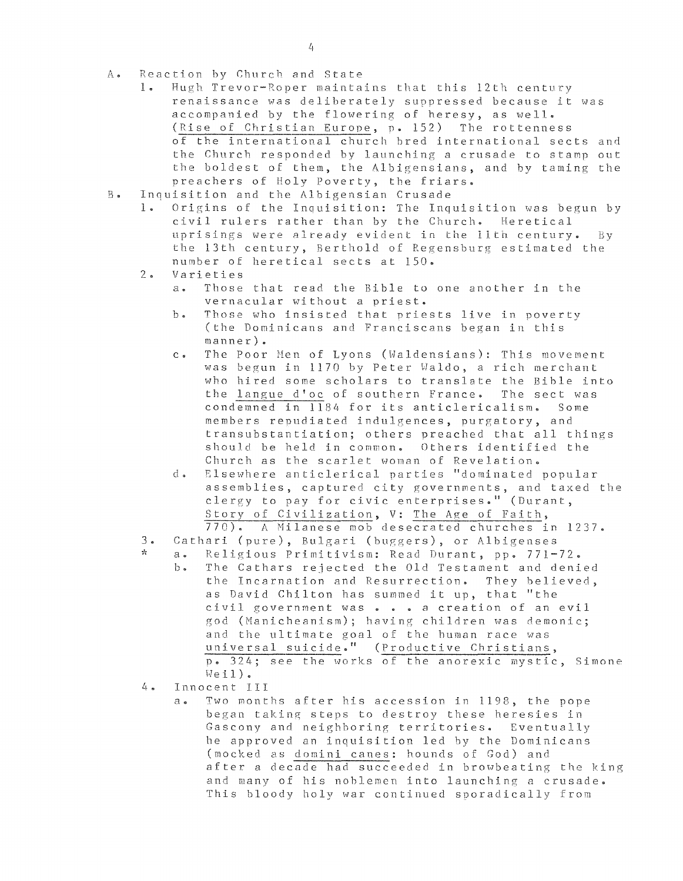A. Reaction by Church and State
   1. Hugh Trevor-Roper maintains that this 12th century renaissance was deliberately suppressed because it was accompanied by the flowering of heresy, as well. (<u>Rise of Christian Europe</u>, p. 152) The rottenness of the international church bred international sects and the Church responded by launching a crusade to stamp out the boldest of them, the Albigensians, and by taming the preachers of Holy Poverty, the friars.

B. Inquisition and the Albigensian Crusade
   1. Origins of the Inquisition: The Inquisition was begun by civil rulers rather than by the Church. Heretical uprisings were already evident in the 11th century. By the 13th century, Berthold of Regensburg estimated the number of heretical sects at 150.
   2. Varieties
      a. Those that read the Bible to one another in the vernacular without a priest.
      b. Those who insisted that priests live in poverty (the Dominicans and Franciscans began in this manner).
      c. The Poor Men of Lyons (Waldensians): This movement was begun in 1170 by Peter Waldo, a rich merchant who hired some scholars to translate the Bible into the <u>langue d'oc</u> of southern France. The sect was condemned in 1184 for its anticlericalism. Some members repudiated indulgences, purgatory, and transubstantiation; others preached that all things should be held in common. Others identified the Church as the scarlet woman of Revelation.
      d. Elsewhere anticlerical parties "dominated popular assemblies, captured city governments, and taxed the clergy to pay for civic enterprises." (Durant, <u>Story of Civilization, V: The Age of Faith</u>, 770). A Milanese mob desecrated churches in 1237.
   3. Cathari (pure), Bulgari (buggers), or Albigenses
      * a. Religious Primitivism: Read Durant, pp. 771-72.
      b. The Cathars rejected the Old Testament and denied the Incarnation and Resurrection. They believed, as David Chilton has summed it up, that "the civil government was . . . a creation of an evil god (Manicheanism); having children was demonic; and the ultimate goal of the human race was <u>universal suicide</u>." (<u>Productive Christians</u>, p. 324; see the works of the anorexic mystic, Simone Weil).
   4. Innocent III
      a. Two months after his accession in 1198, the pope began taking steps to destroy these heresies in Gascony and neighboring territories. Eventually he approved an inquisition led by the Dominicans (mocked as <u>domini canes</u>: hounds of God) and after a decade had succeeded in browbeating the king and many of his noblemen into launching a crusade. This bloody holy war continued sporadically from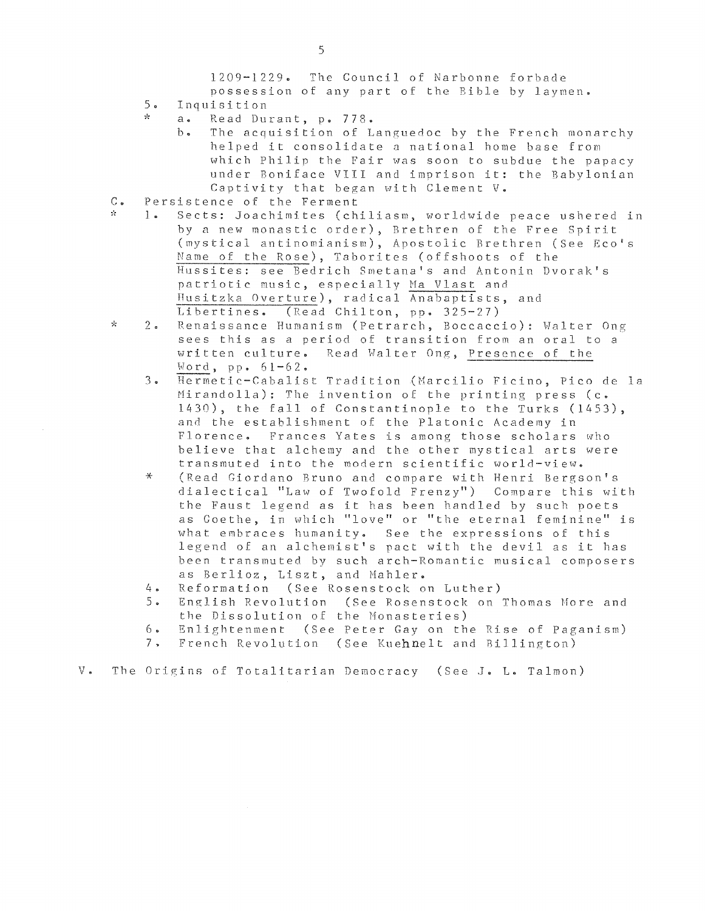1209-1229. The Council of Narbonne forbade possession of any part of the Bible by laymen.

5. Inquisition
   * a. Read Durant, p. 778.
   b. The acquisition of Languedoc by the French monarchy helped it consolidate a national home base from which Philip the Fair was soon to subdue the papacy under Boniface VIII and imprison it: the Babylonian Captivity that began with Clement V.

C. Persistence of the Ferment

* 1. Sects: Joachimites (chiliasm, worldwide peace ushered in by a new monastic order), Brethren of the Free Spirit (mystical antinomianism), Apostolic Brethren (See Eco's <u>Name of the Rose</u>), Taborites (offshoots of the Hussites: see Bedrich Smetana's and Antonin Dvorak's patriotic music, especially <u>Ma Vlast</u> and <u>Husitzka Overture</u>), radical Anabaptists, and Libertines. (Read Chilton, pp. 325-27)
* 2. Renaissance Humanism (Petrarch, Boccaccio): Walter Ong sees this as a period of transition from an oral to a written culture. Read Walter Ong, <u>Presence of the Word</u>, pp. 61-62.

3. Hermetic-Cabalist Tradition (Marcilio Ficino, Pico de la Mirandolla): The invention of the printing press (c. 1430), the fall of Constantinople to the Turks (1453), and the establishment of the Platonic Academy in Florence. Frances Yates is among those scholars who believe that alchemy and the other mystical arts were transmuted into the modern scientific world-view.
   * (Read Giordano Bruno and compare with Henri Bergson's dialectical "Law of Twofold Frenzy") Compare this with the Faust legend as it has been handled by such poets as Goethe, in which "love" or "the eternal feminine" is what embraces humanity. See the expressions of this legend of an alchemist's pact with the devil as it has been transmuted by such arch-Romantic musical composers as Berlioz, Liszt, and Mahler.

4. Reformation (See Rosenstock on Luther)

5. English Revolution (See Rosenstock on Thomas More and the Dissolution of the Monasteries)

6. Enlightenment (See Peter Gay on the Rise of Paganism)

7. French Revolution (See Kuehnelt and Billington)

V. The Origins of Totalitarian Democracy (See J. L. Talmon)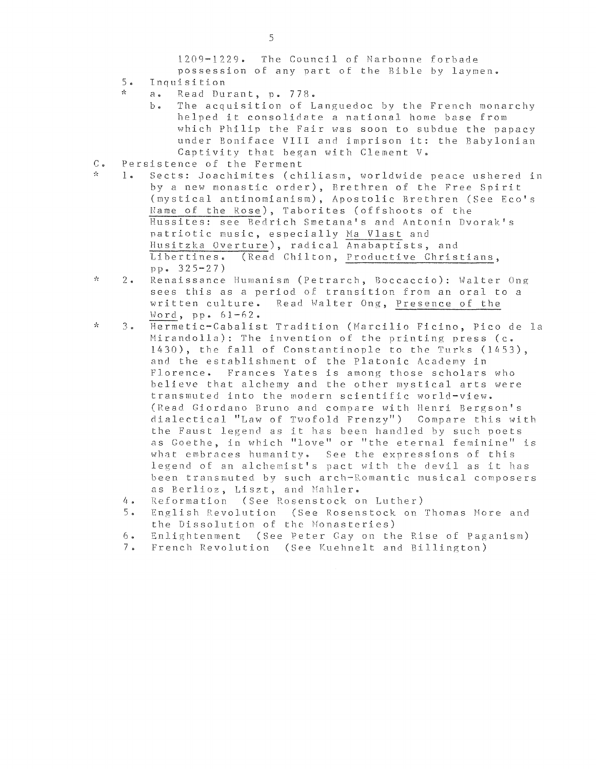1209-1229. The Council of Narbonne forbade possession of any part of the Bible by laymen.

5. Inquisition
   - \* a. Read Durant, p. 778.
   - b. The acquisition of Languedoc by the French monarchy helped it consolidate a national home base from which Philip the Fair was soon to subdue the papacy under Boniface VIII and imprison it: the Babylonian Captivity that began with Clement V.

C. Persistence of the Ferment

\* 1. Sects: Joachimites (chiliasm, worldwide peace ushered in by a new monastic order), Brethren of the Free Spirit (mystical antinomianism), Apostolic Brethren (See Eco's <u>Name of the Rose</u>), Taborites (offshoots of the Hussites: see Bedrich Smetana's and Antonin Dvorak's patriotic music, especially <u>Ma Vlast</u> and <u>Husitzka Overture</u>), radical <u>Anabaptists</u>, and <u>Libertines</u>. (Read Chilton, <u>Productive Christians</u>, pp. 325-27)

\* 2. Renaissance Humanism (Petrarch, Boccaccio): Walter Ong sees this as a period of transition from an oral to a written culture. Read Walter Ong, <u>Presence of the Word</u>, pp. 61-62.

\* 3. Hermetic-Cabalist Tradition (Marcilio Ficino, Pico de la Mirandolla): The invention of the printing press (c. 1430), the fall of Constantinople to the Turks (1453), and the establishment of the Platonic Academy in Florence. Frances Yates is among those scholars who believe that alchemy and the other mystical arts were transmuted into the modern scientific world-view. (Read Giordano Bruno and compare with Henri Bergson's dialectical "Law of Twofold Frenzy") Compare this with the Faust legend as it has been handled by such poets as Goethe, in which "love" or "the eternal feminine" is what embraces humanity. See the expressions of this legend of an alchemist's pact with the devil as it has been transmuted by such arch-Romantic musical composers as Berlioz, Liszt, and Mahler.

4. Reformation (See Rosenstock on Luther)

5. English Revolution (See Rosenstock on Thomas More and the Dissolution of the Monasteries)

6. Enlightenment (See Peter Gay on the Rise of Paganism)

7. French Revolution (See Kuehnelt and Billington)